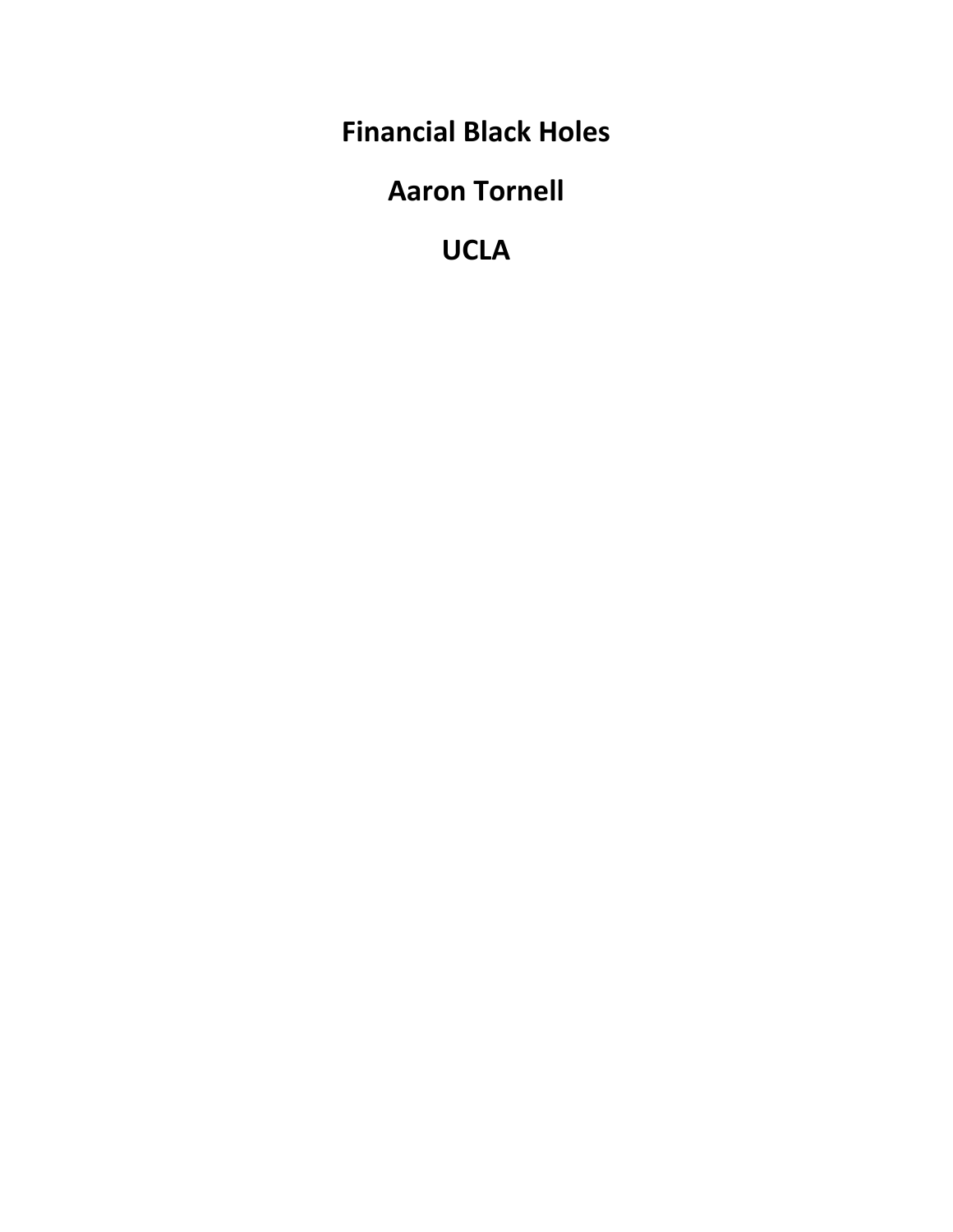# Financial Black Holes

**Aaron Tornell**

**UCLA**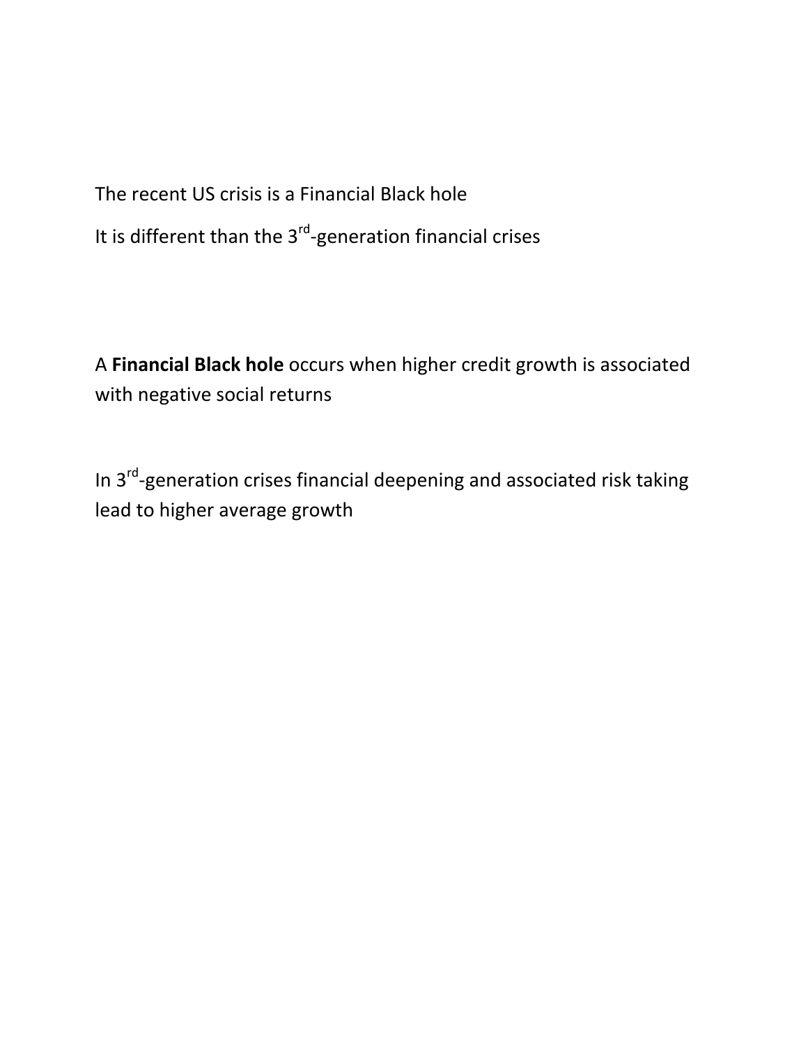The recent US crisis is a Financial Black hole

It is different than the 3rd-generation financial crises

A **Financial Black hole** occurs when higher credit growth is associated with negative social returns

In 3rd-generation crises financial deepening and associated risk taking lead to higher average growth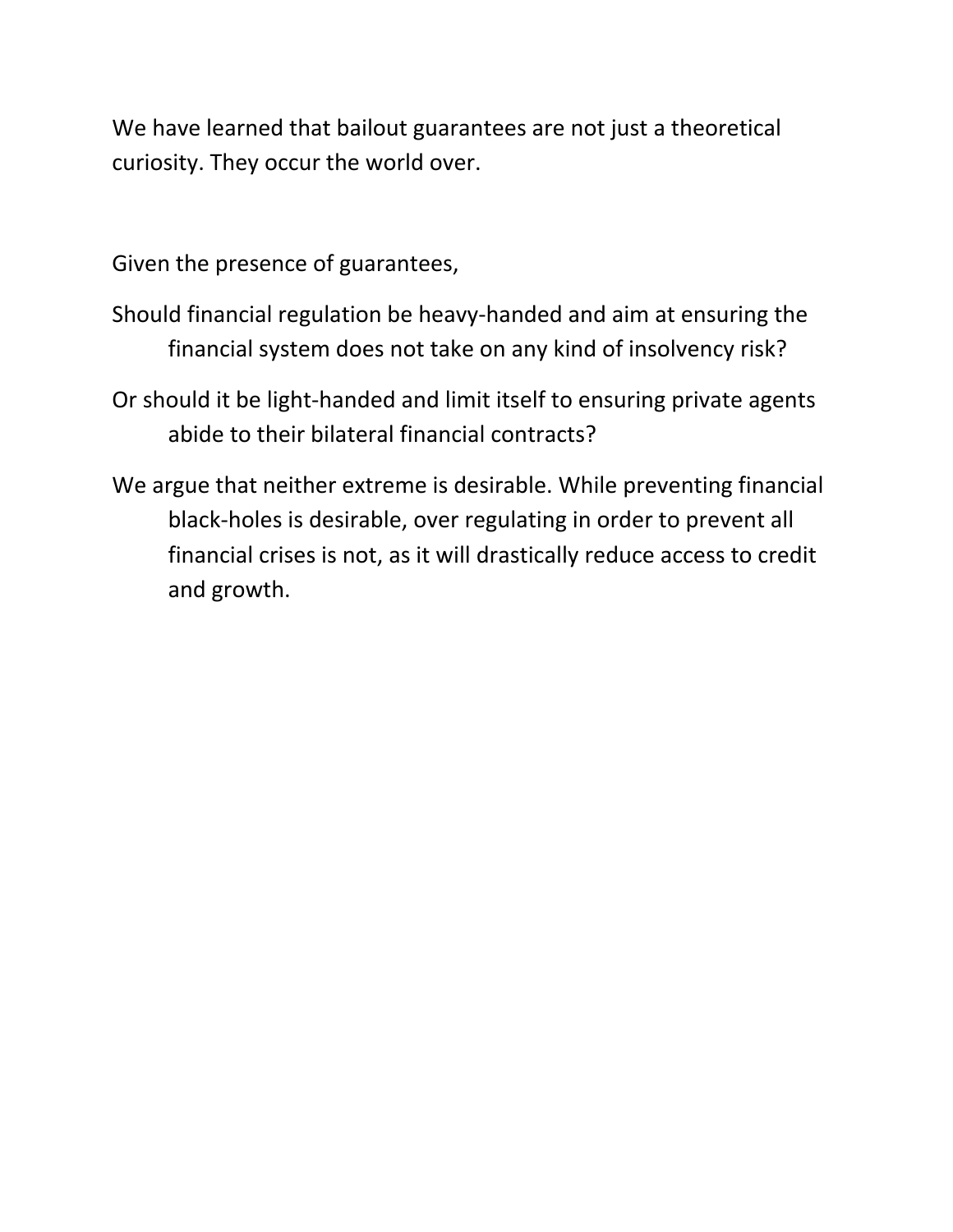We have learned that bailout guarantees are not just a theoretical curiosity. They occur the world over.

Given the presence of guarantees,

Should financial regulation be heavy-handed and aim at ensuring the financial system does not take on any kind of insolvency risk?

Or should it be light-handed and limit itself to ensuring private agents abide to their bilateral financial contracts?

We argue that neither extreme is desirable. While preventing financial black-holes is desirable, over regulating in order to prevent all financial crises is not, as it will drastically reduce access to credit and growth.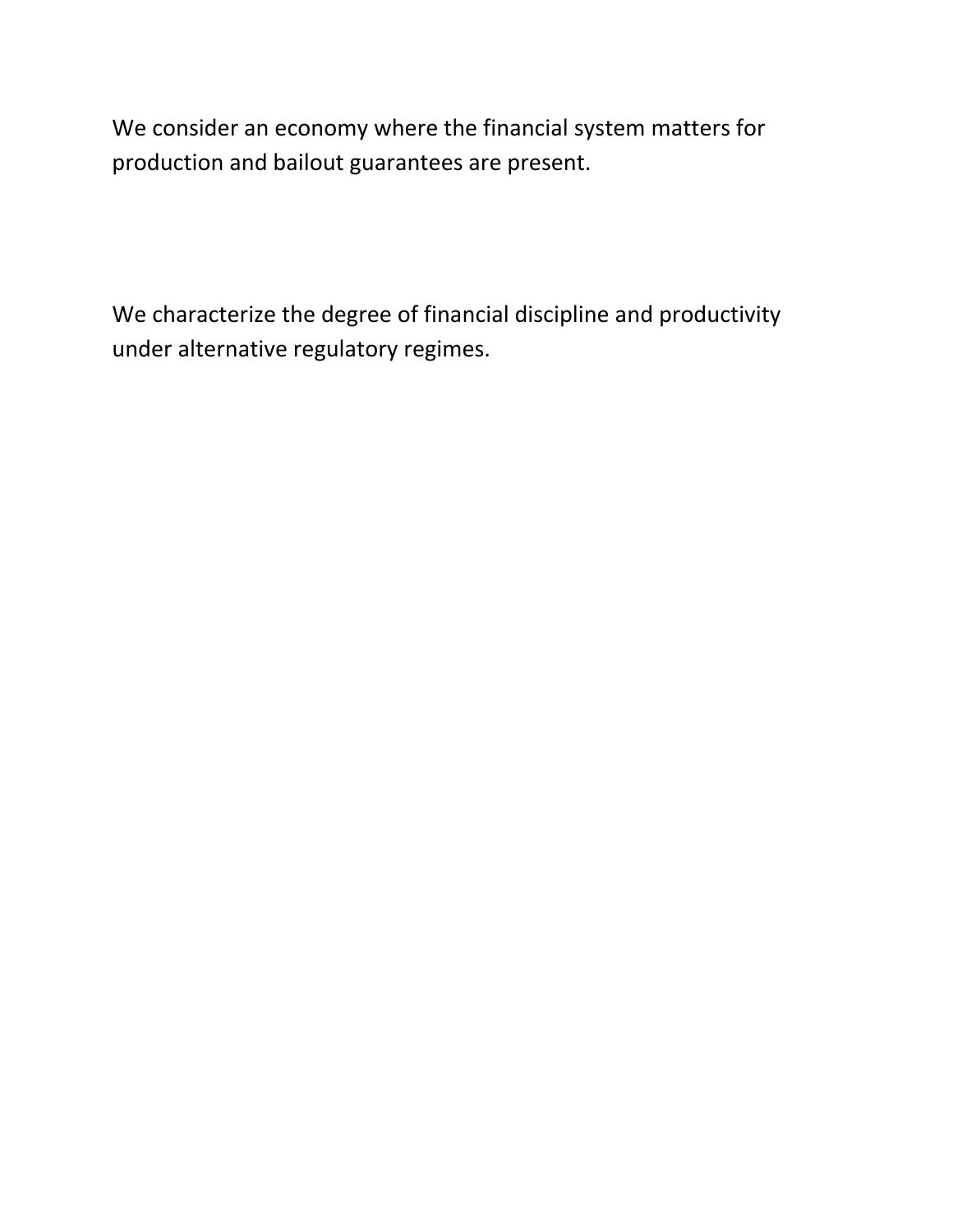We consider an economy where the financial system matters for production and bailout guarantees are present.

We characterize the degree of financial discipline and productivity under alternative regulatory regimes.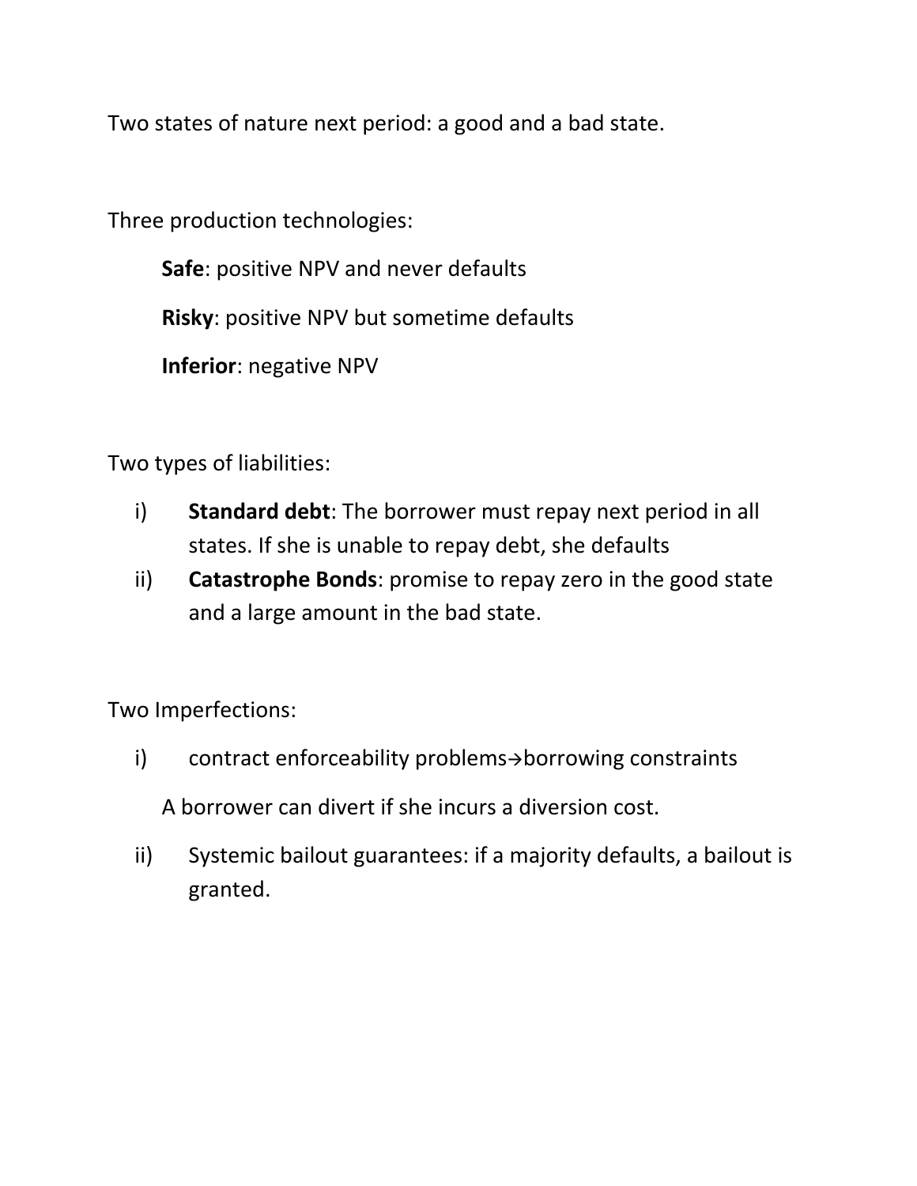Two states of nature next period: a good and a bad state.

Three production technologies:

**Safe**: positive NPV and never defaults

**Risky**: positive NPV but sometime defaults

**Inferior**: negative NPV

Two types of liabilities:

i) **Standard debt**: The borrower must repay next period in all states. If she is unable to repay debt, she defaults
ii) **Catastrophe Bonds**: promise to repay zero in the good state and a large amount in the bad state.

Two Imperfections:

i) contract enforceability problems→borrowing constraints

A borrower can divert if she incurs a diversion cost.

ii) Systemic bailout guarantees: if a majority defaults, a bailout is granted.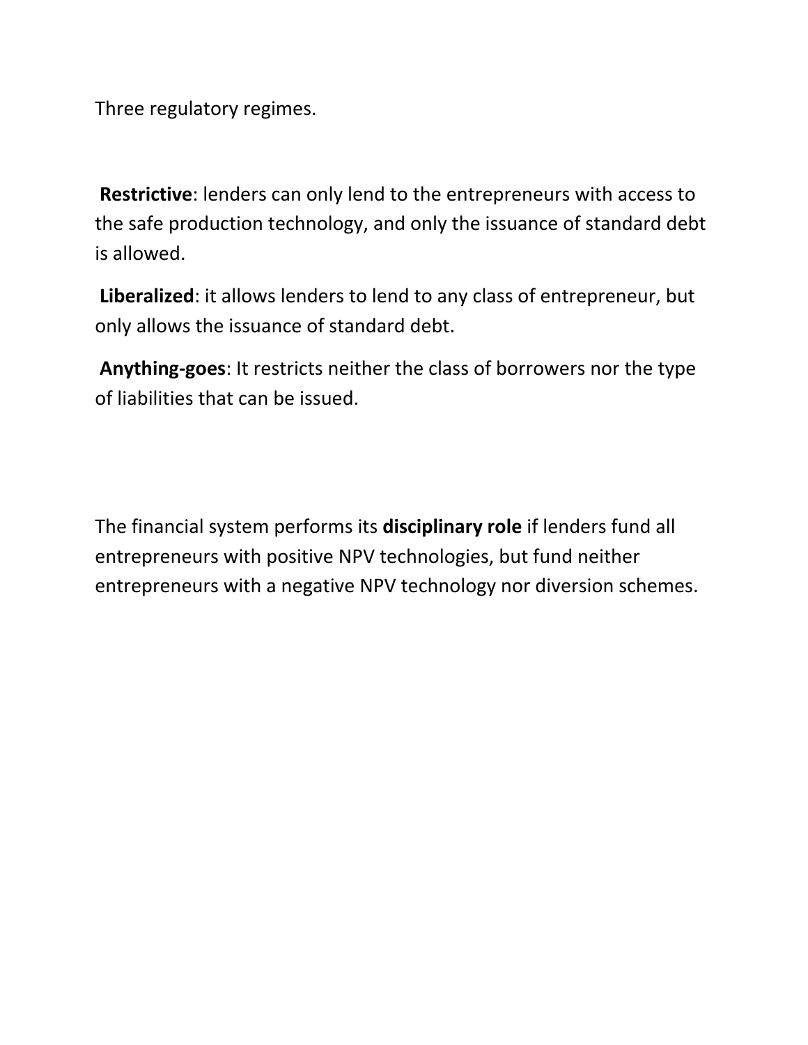Three regulatory regimes.

**Restrictive**: lenders can only lend to the entrepreneurs with access to the safe production technology, and only the issuance of standard debt is allowed.

**Liberalized**: it allows lenders to lend to any class of entrepreneur, but only allows the issuance of standard debt.

**Anything-goes**: It restricts neither the class of borrowers nor the type of liabilities that can be issued.

The financial system performs its **disciplinary role** if lenders fund all entrepreneurs with positive NPV technologies, but fund neither entrepreneurs with a negative NPV technology nor diversion schemes.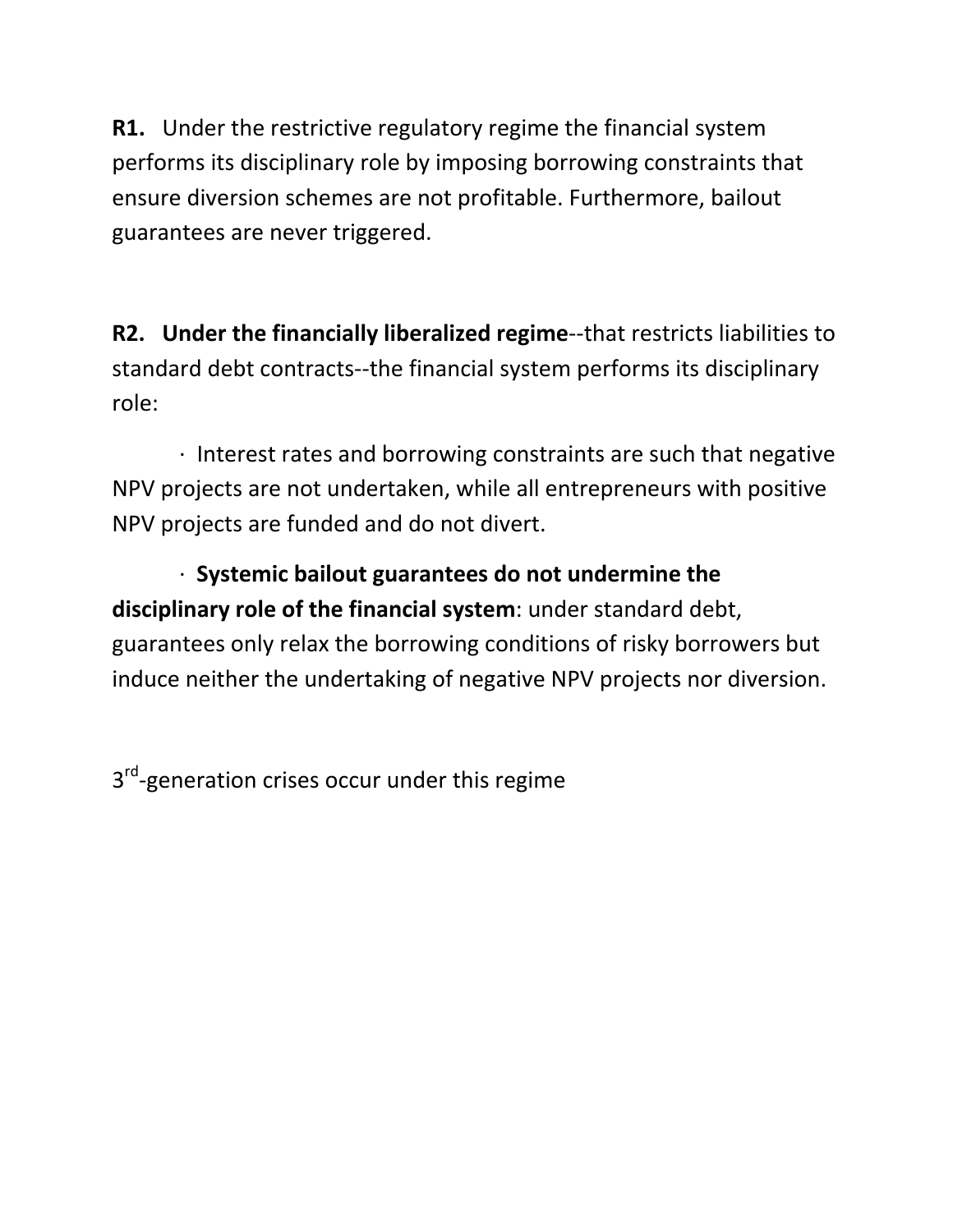**R1.** Under the restrictive regulatory regime the financial system performs its disciplinary role by imposing borrowing constraints that ensure diversion schemes are not profitable. Furthermore, bailout guarantees are never triggered.

**R2. Under the financially liberalized regime**--that restricts liabilities to standard debt contracts--the financial system performs its disciplinary role:

- Interest rates and borrowing constraints are such that negative NPV projects are not undertaken, while all entrepreneurs with positive NPV projects are funded and do not divert.

- **Systemic bailout guarantees do not undermine the disciplinary role of the financial system**: under standard debt, guarantees only relax the borrowing conditions of risky borrowers but induce neither the undertaking of negative NPV projects nor diversion.

3rd-generation crises occur under this regime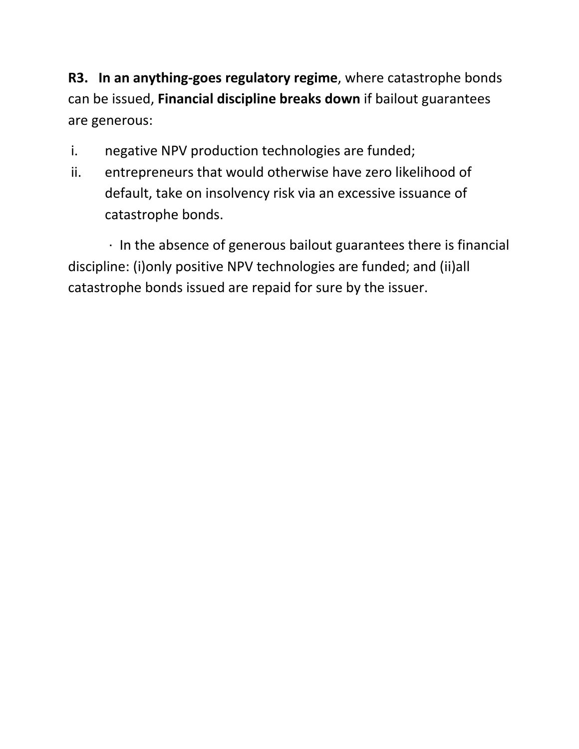**R3. In an anything-goes regulatory regime**, where catastrophe bonds can be issued, **Financial discipline breaks down** if bailout guarantees are generous:

i. negative NPV production technologies are funded;
ii. entrepreneurs that would otherwise have zero likelihood of default, take on insolvency risk via an excessive issuance of catastrophe bonds.

- In the absence of generous bailout guarantees there is financial discipline: (i)only positive NPV technologies are funded; and (ii)all catastrophe bonds issued are repaid for sure by the issuer.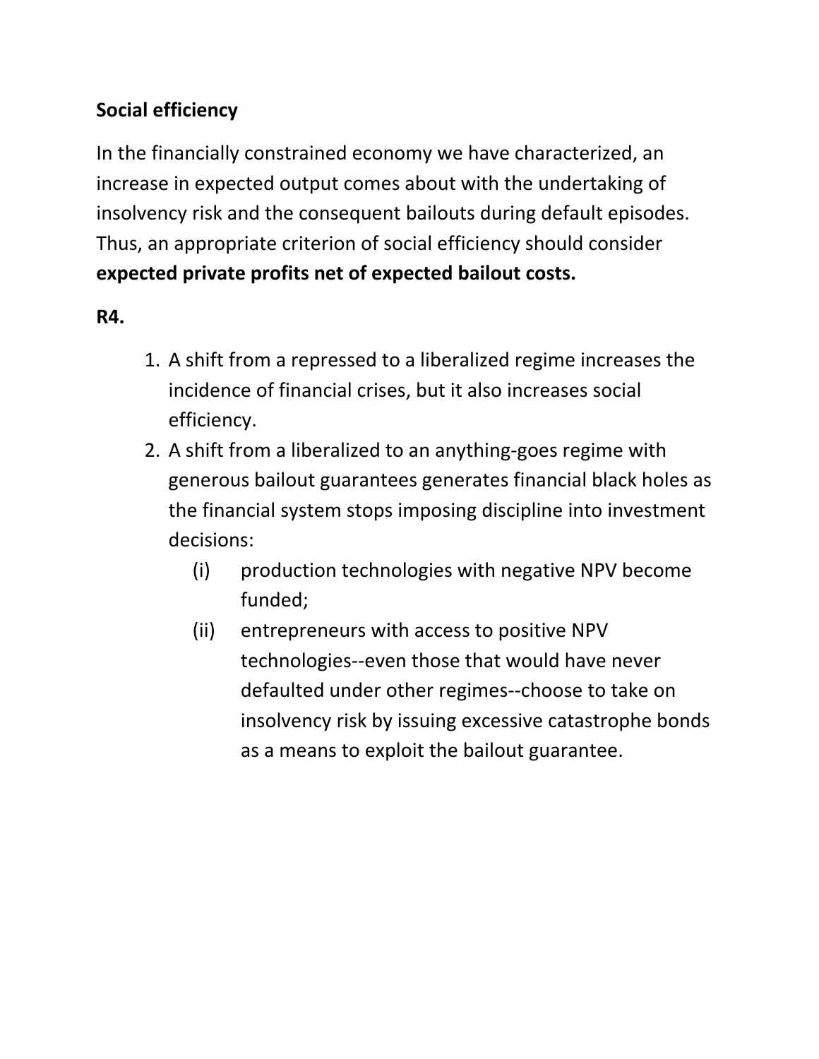**Social efficiency**

In the financially constrained economy we have characterized, an increase in expected output comes about with the undertaking of insolvency risk and the consequent bailouts during default episodes. Thus, an appropriate criterion of social efficiency should consider **expected private profits net of expected bailout costs.**

**R4.**

1. A shift from a repressed to a liberalized regime increases the incidence of financial crises, but it also increases social efficiency.
2. A shift from a liberalized to an anything-goes regime with generous bailout guarantees generates financial black holes as the financial system stops imposing discipline into investment decisions:
    - (i) production technologies with negative NPV become funded;
    - (ii) entrepreneurs with access to positive NPV technologies--even those that would have never defaulted under other regimes--choose to take on insolvency risk by issuing excessive catastrophe bonds as a means to exploit the bailout guarantee.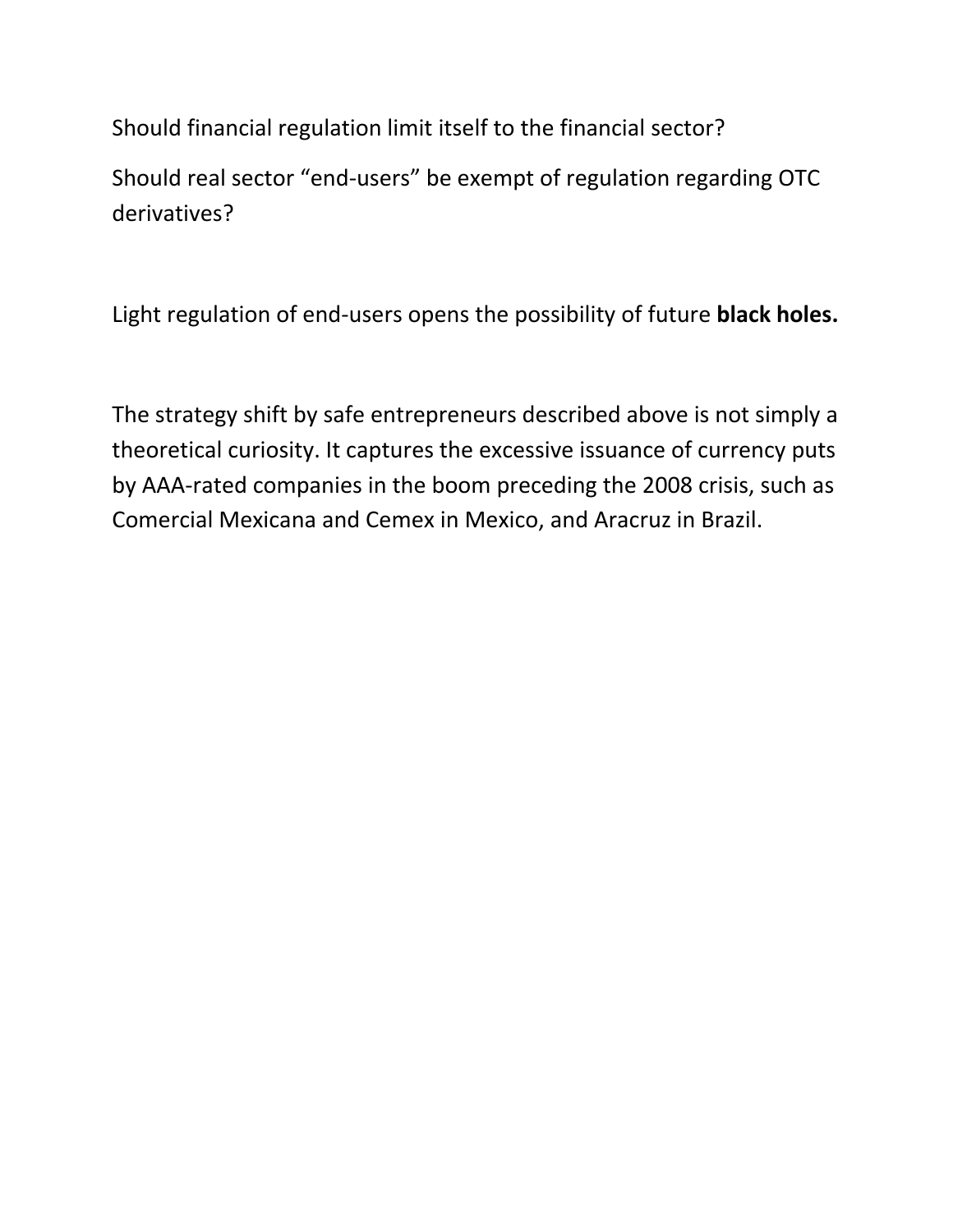Should financial regulation limit itself to the financial sector?

Should real sector "end-users" be exempt of regulation regarding OTC derivatives?

Light regulation of end-users opens the possibility of future **black holes.**

The strategy shift by safe entrepreneurs described above is not simply a theoretical curiosity. It captures the excessive issuance of currency puts by AAA-rated companies in the boom preceding the 2008 crisis, such as Comercial Mexicana and Cemex in Mexico, and Aracruz in Brazil.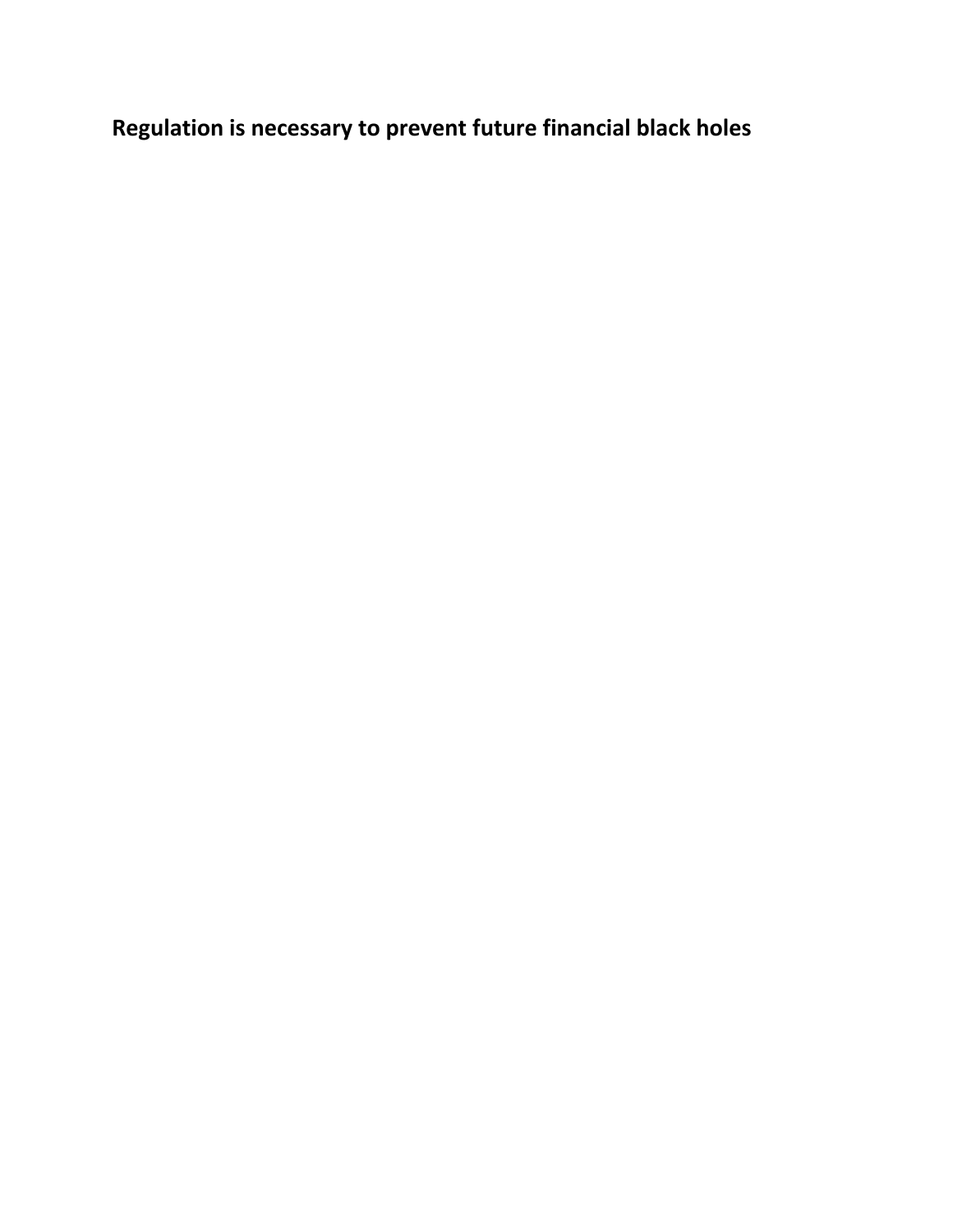**Regulation is necessary to prevent future financial black holes**